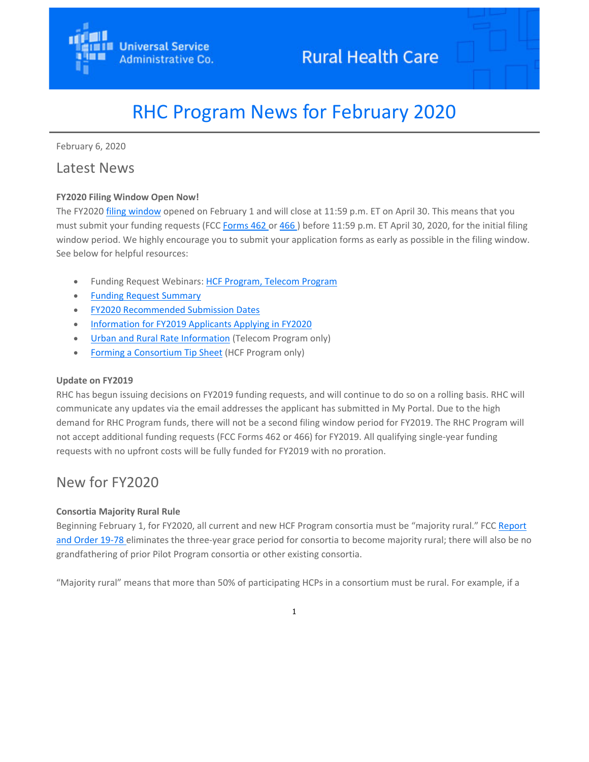# RHC Program News for February 2020

February 6, 2020

## Latest News

**FY2020 Filing Window Open Now!**

The FY2020 filing window opened on February 1 and will close at 11:59 p.m. ET on April 30. This means that you must submit your funding requests (FCC Forms 462 or 466 ) before 11:59 p.m. ET April 30, 2020, for the initial filing window period. We highly encourage you to submit your application forms as early as possible in the filing window. See below for helpful resources:

- Funding Request Webinars: HCF Program, Telecom Program
- Funding Request Summary
- FY2020 Recommended Submission Dates
- Information for FY2019 Applicants Applying in FY2020
- Urban and Rural Rate Information (Telecom Program only)
- Forming a Consortium Tip Sheet (HCF Program only)

**Update on FY2019**

RHC has begun issuing decisions on FY2019 funding requests, and will continue to do so on a rolling basis. RHC will communicate any updates via the email addresses the applicant has submitted in My Portal. Due to the high demand for RHC Program funds, there will not be a second filing window period for FY2019. The RHC Program will not accept additional funding requests (FCC Forms 462 or 466) for FY2019. All qualifying single-year funding requests with no upfront costs will be fully funded for FY2019 with no proration.

## New for FY2020

**Consortia Majority Rural Rule**

Beginning February 1, for FY2020, all current and new HCF Program consortia must be "majority rural." FCC Report and Order 19-78 eliminates the three-year grace period for consortia to become majority rural; there will also be no grandfathering of prior Pilot Program consortia or other existing consortia.

"Majority rural" means that more than 50% of participating HCPs in a consortium must be rural. For example, if a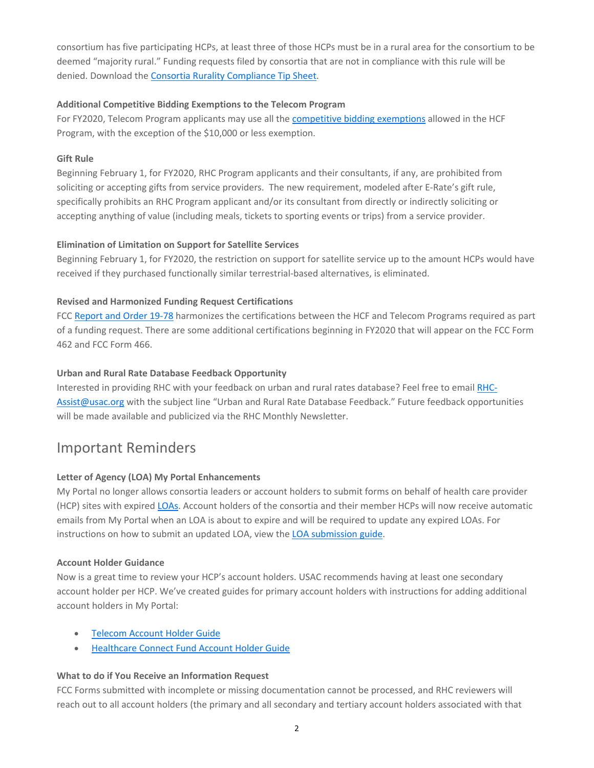consortium has five participating HCPs, at least three of those HCPs must be in a rural area for the consortium to be deemed "majority rural." Funding requests filed by consortia that are not in compliance with this rule will be denied. Download the Consortia Rurality Compliance Tip Sheet.

**Additional Competitive Bidding Exemptions to the Telecom Program**

For FY2020, Telecom Program applicants may use all the competitive bidding exemptions allowed in the HCF Program, with the exception of the $10,000 or less exemption.

**Gift Rule**

Beginning February 1, for FY2020, RHC Program applicants and their consultants, if any, are prohibited from soliciting or accepting gifts from service providers. The new requirement, modeled after E-Rate's gift rule, specifically prohibits an RHC Program applicant and/or its consultant from directly or indirectly soliciting or accepting anything of value (including meals, tickets to sporting events or trips) from a service provider.

**Elimination of Limitation on Support for Satellite Services**

Beginning February 1, for FY2020, the restriction on support for satellite service up to the amount HCPs would have received if they purchased functionally similar terrestrial-based alternatives, is eliminated.

**Revised and Harmonized Funding Request Certifications**

FCC Report and Order 19-78 harmonizes the certifications between the HCF and Telecom Programs required as part of a funding request. There are some additional certifications beginning in FY2020 that will appear on the FCC Form 462 and FCC Form 466.

**Urban and Rural Rate Database Feedback Opportunity**

Interested in providing RHC with your feedback on urban and rural rates database? Feel free to email RHC-Assist@usac.org with the subject line "Urban and Rural Rate Database Feedback." Future feedback opportunities will be made available and publicized via the RHC Monthly Newsletter.

## Important Reminders

**Letter of Agency (LOA) My Portal Enhancements**

My Portal no longer allows consortia leaders or account holders to submit forms on behalf of health care provider (HCP) sites with expired LOAs. Account holders of the consortia and their member HCPs will now receive automatic emails from My Portal when an LOA is about to expire and will be required to update any expired LOAs. For instructions on how to submit an updated LOA, view the LOA submission guide.

**Account Holder Guidance**

Now is a great time to review your HCP's account holders. USAC recommends having at least one secondary account holder per HCP. We've created guides for primary account holders with instructions for adding additional account holders in My Portal:

- Telecom Account Holder Guide
- Healthcare Connect Fund Account Holder Guide

**What to do if You Receive an Information Request**

FCC Forms submitted with incomplete or missing documentation cannot be processed, and RHC reviewers will reach out to all account holders (the primary and all secondary and tertiary account holders associated with that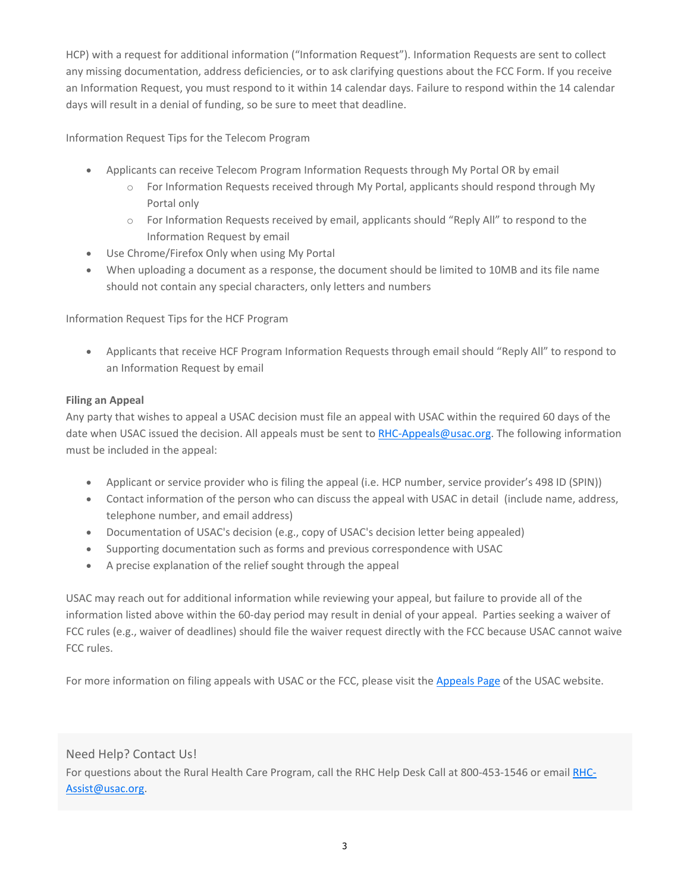HCP) with a request for additional information ("Information Request"). Information Requests are sent to collect any missing documentation, address deficiencies, or to ask clarifying questions about the FCC Form. If you receive an Information Request, you must respond to it within 14 calendar days. Failure to respond within the 14 calendar days will result in a denial of funding, so be sure to meet that deadline.

Information Request Tips for the Telecom Program

- Applicants can receive Telecom Program Information Requests through My Portal OR by email
  - For Information Requests received through My Portal, applicants should respond through My Portal only
  - For Information Requests received by email, applicants should "Reply All" to respond to the Information Request by email
- Use Chrome/Firefox Only when using My Portal
- When uploading a document as a response, the document should be limited to 10MB and its file name should not contain any special characters, only letters and numbers

Information Request Tips for the HCF Program

- Applicants that receive HCF Program Information Requests through email should "Reply All" to respond to an Information Request by email

**Filing an Appeal**

Any party that wishes to appeal a USAC decision must file an appeal with USAC within the required 60 days of the date when USAC issued the decision. All appeals must be sent to [RHC-Appeals@usac.org](mailto:RHC-Appeals@usac.org). The following information must be included in the appeal:

- Applicant or service provider who is filing the appeal (i.e. HCP number, service provider's 498 ID (SPIN))
- Contact information of the person who can discuss the appeal with USAC in detail (include name, address, telephone number, and email address)
- Documentation of USAC's decision (e.g., copy of USAC's decision letter being appealed)
- Supporting documentation such as forms and previous correspondence with USAC
- A precise explanation of the relief sought through the appeal

USAC may reach out for additional information while reviewing your appeal, but failure to provide all of the information listed above within the 60-day period may result in denial of your appeal. Parties seeking a waiver of FCC rules (e.g., waiver of deadlines) should file the waiver request directly with the FCC because USAC cannot waive FCC rules.

For more information on filing appeals with USAC or the FCC, please visit the Appeals Page of the USAC website.

## Need Help? Contact Us!

For questions about the Rural Health Care Program, call the RHC Help Desk Call at 800-453-1546 or email [RHC-Assist@usac.org](mailto:RHC-Assist@usac.org).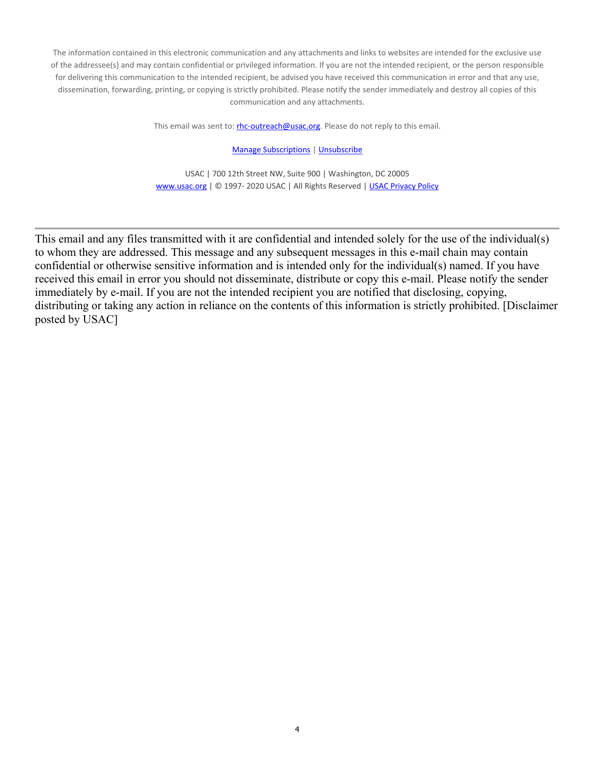The information contained in this electronic communication and any attachments and links to websites are intended for the exclusive use of the addressee(s) and may contain confidential or privileged information. If you are not the intended recipient, or the person responsible for delivering this communication to the intended recipient, be advised you have received this communication in error and that any use, dissemination, forwarding, printing, or copying is strictly prohibited. Please notify the sender immediately and destroy all copies of this communication and any attachments.

This email was sent to: rhc-outreach@usac.org. Please do not reply to this email.

Manage Subscriptions | Unsubscribe

USAC | 700 12th Street NW, Suite 900 | Washington, DC 20005
www.usac.org | © 1997- 2020 USAC | All Rights Reserved | USAC Privacy Policy

---

This email and any files transmitted with it are confidential and intended solely for the use of the individual(s) to whom they are addressed. This message and any subsequent messages in this e-mail chain may contain confidential or otherwise sensitive information and is intended only for the individual(s) named. If you have received this email in error you should not disseminate, distribute or copy this e-mail. Please notify the sender immediately by e-mail. If you are not the intended recipient you are notified that disclosing, copying, distributing or taking any action in reliance on the contents of this information is strictly prohibited. [Disclaimer posted by USAC]